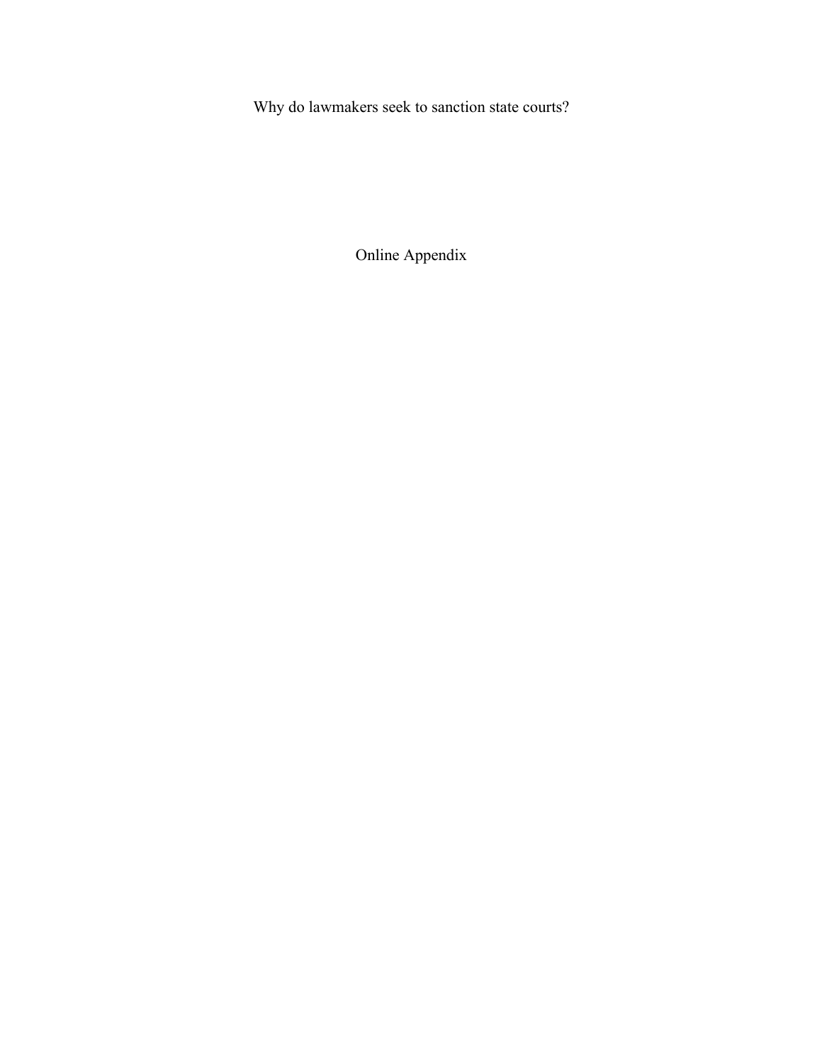# Why do lawmakers seek to sanction state courts?

## Online Appendix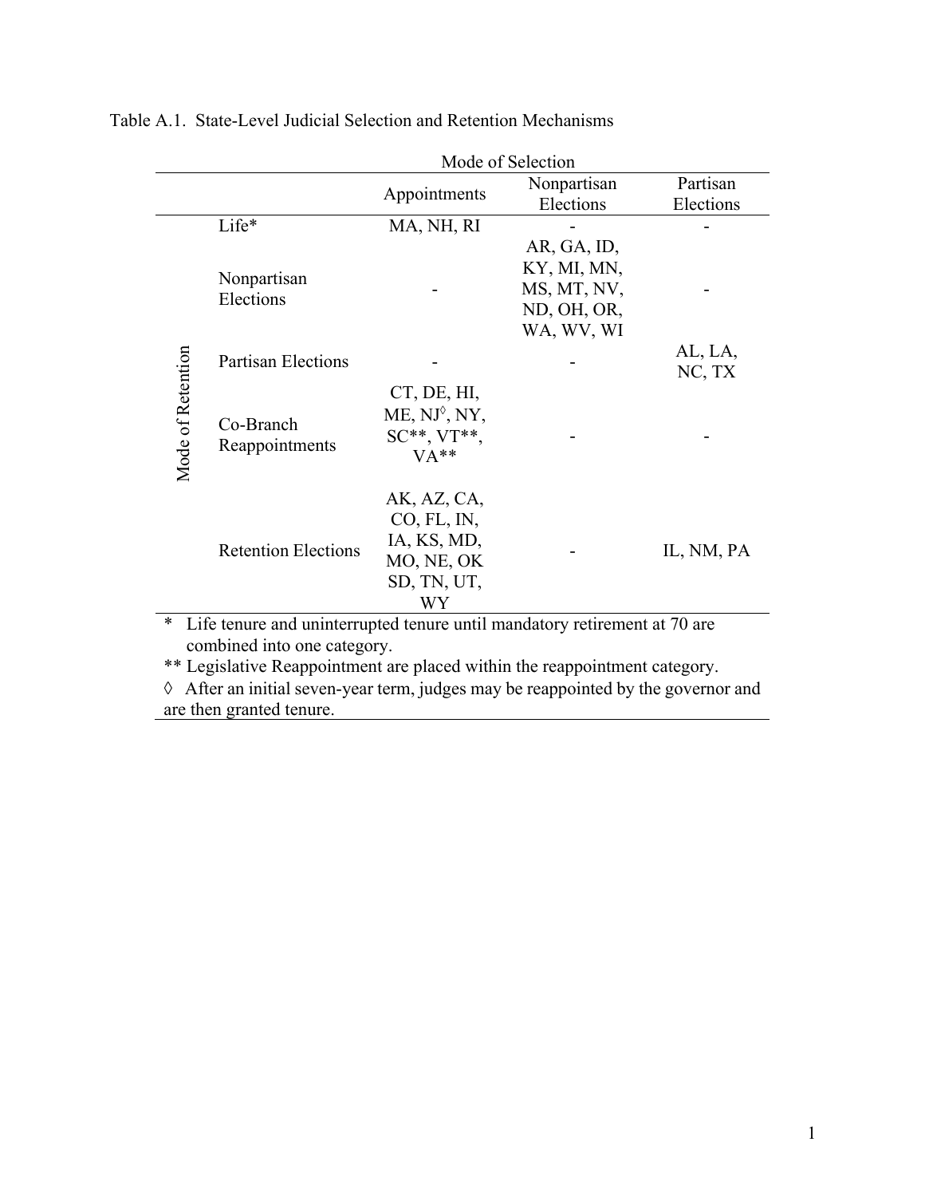Table A.1. State-Level Judicial Selection and Retention Mechanisms

| | | Mode of Selection | | |
|---|---|---|---|---|
| | | Appointments | Nonpartisan Elections | Partisan Elections |
| Mode of Retention | Life* | MA, NH, RI | - | - |
| | Nonpartisan Elections | - | AR, GA, ID, KY, MI, MN, MS, MT, NV, ND, OH, OR, WA, WV, WI | - |
| | Partisan Elections | - | - | AL, LA, NC, TX |
| | Co-Branch Reappointments | CT, DE, HI, ME, NJ◊, NY, SC**, VT**, VA** | - | - |
| | Retention Elections | AK, AZ, CA, CO, FL, IN, IA, KS, MD, MO, NE, OK SD, TN, UT, WY | - | IL, NM, PA |

\* Life tenure and uninterrupted tenure until mandatory retirement at 70 are combined into one category.

** Legislative Reappointment are placed within the reappointment category.

◊ After an initial seven-year term, judges may be reappointed by the governor and are then granted tenure.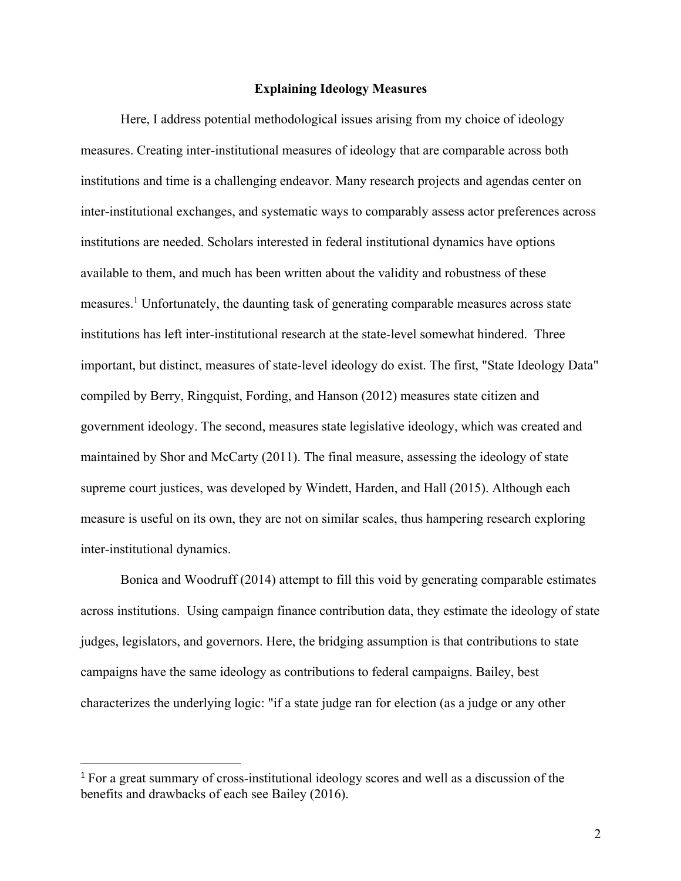**Explaining Ideology Measures**

Here, I address potential methodological issues arising from my choice of ideology measures. Creating inter-institutional measures of ideology that are comparable across both institutions and time is a challenging endeavor. Many research projects and agendas center on inter-institutional exchanges, and systematic ways to comparably assess actor preferences across institutions are needed. Scholars interested in federal institutional dynamics have options available to them, and much has been written about the validity and robustness of these measures.[1] Unfortunately, the daunting task of generating comparable measures across state institutions has left inter-institutional research at the state-level somewhat hindered. Three important, but distinct, measures of state-level ideology do exist. The first, "State Ideology Data" compiled by Berry, Ringquist, Fording, and Hanson (2012) measures state citizen and government ideology. The second, measures state legislative ideology, which was created and maintained by Shor and McCarty (2011). The final measure, assessing the ideology of state supreme court justices, was developed by Windett, Harden, and Hall (2015). Although each measure is useful on its own, they are not on similar scales, thus hampering research exploring inter-institutional dynamics.

Bonica and Woodruff (2014) attempt to fill this void by generating comparable estimates across institutions. Using campaign finance contribution data, they estimate the ideology of state judges, legislators, and governors. Here, the bridging assumption is that contributions to state campaigns have the same ideology as contributions to federal campaigns. Bailey, best characterizes the underlying logic: "if a state judge ran for election (as a judge or any other

[1] For a great summary of cross-institutional ideology scores and well as a discussion of the benefits and drawbacks of each see Bailey (2016).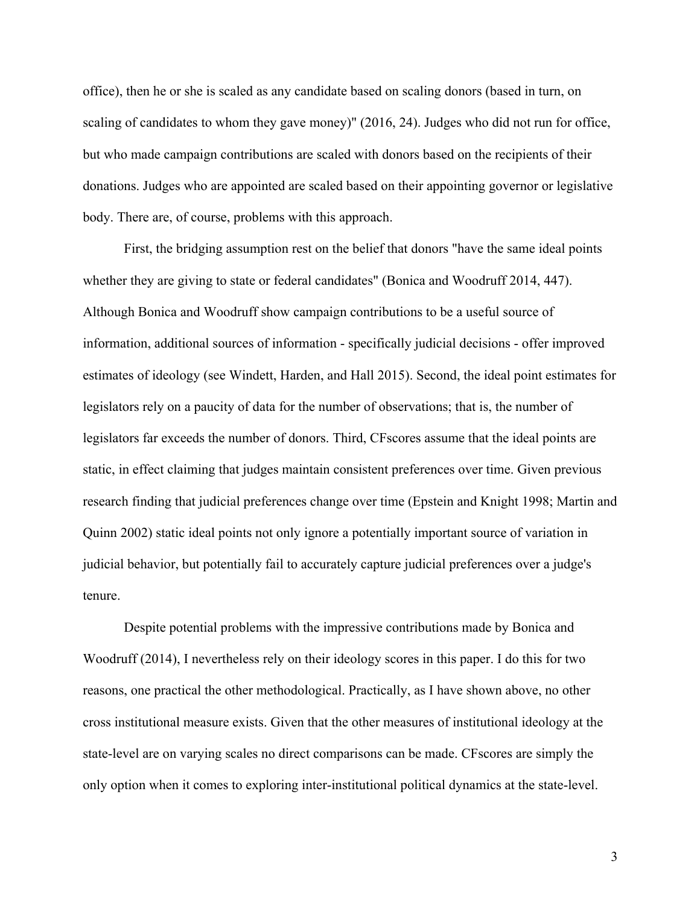office), then he or she is scaled as any candidate based on scaling donors (based in turn, on scaling of candidates to whom they gave money)" (2016, 24). Judges who did not run for office, but who made campaign contributions are scaled with donors based on the recipients of their donations. Judges who are appointed are scaled based on their appointing governor or legislative body. There are, of course, problems with this approach.

First, the bridging assumption rest on the belief that donors "have the same ideal points whether they are giving to state or federal candidates" (Bonica and Woodruff 2014, 447). Although Bonica and Woodruff show campaign contributions to be a useful source of information, additional sources of information - specifically judicial decisions - offer improved estimates of ideology (see Windett, Harden, and Hall 2015). Second, the ideal point estimates for legislators rely on a paucity of data for the number of observations; that is, the number of legislators far exceeds the number of donors. Third, CFscores assume that the ideal points are static, in effect claiming that judges maintain consistent preferences over time. Given previous research finding that judicial preferences change over time (Epstein and Knight 1998; Martin and Quinn 2002) static ideal points not only ignore a potentially important source of variation in judicial behavior, but potentially fail to accurately capture judicial preferences over a judge's tenure.

Despite potential problems with the impressive contributions made by Bonica and Woodruff (2014), I nevertheless rely on their ideology scores in this paper. I do this for two reasons, one practical the other methodological. Practically, as I have shown above, no other cross institutional measure exists. Given that the other measures of institutional ideology at the state-level are on varying scales no direct comparisons can be made. CFscores are simply the only option when it comes to exploring inter-institutional political dynamics at the state-level.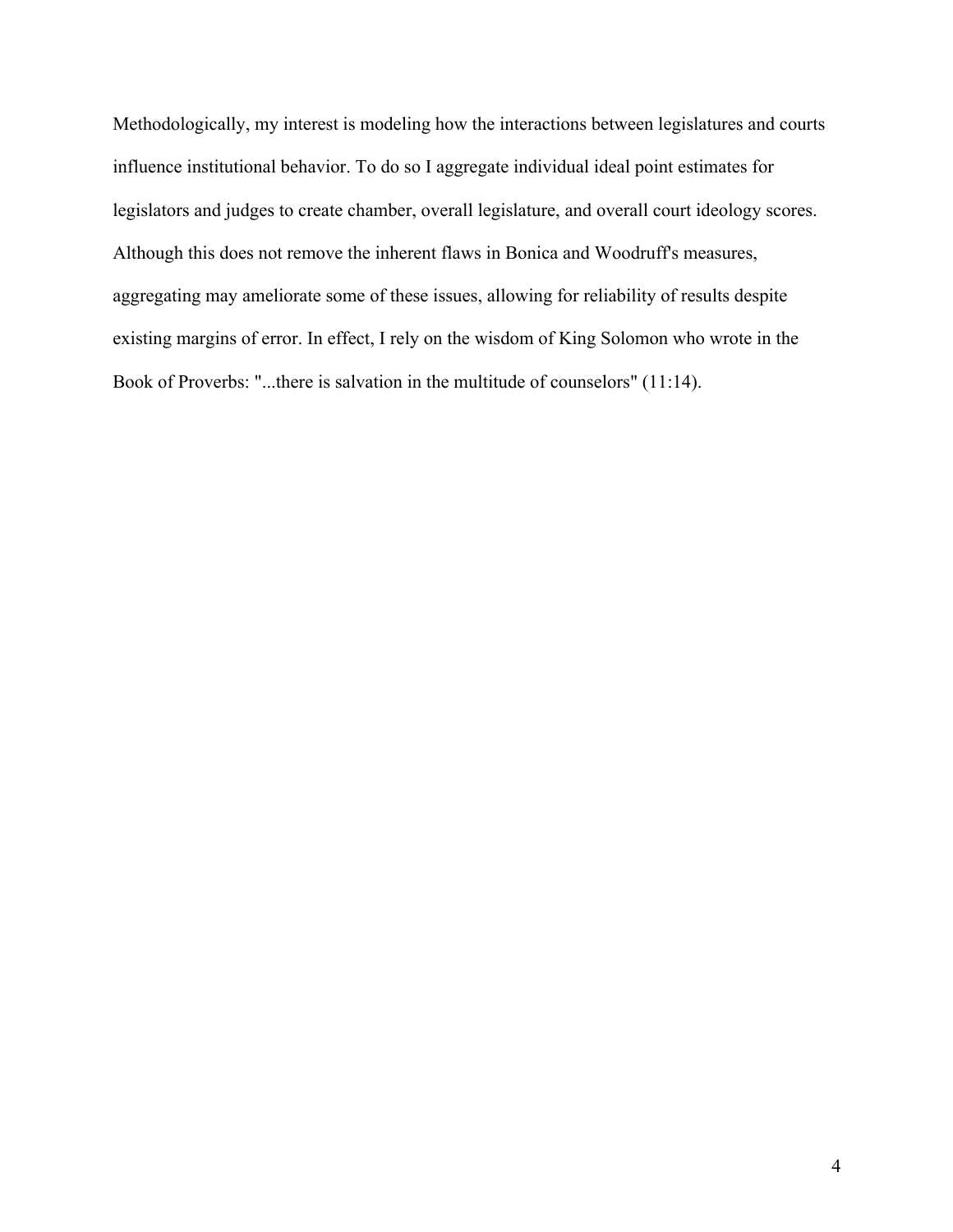Methodologically, my interest is modeling how the interactions between legislatures and courts influence institutional behavior. To do so I aggregate individual ideal point estimates for legislators and judges to create chamber, overall legislature, and overall court ideology scores. Although this does not remove the inherent flaws in Bonica and Woodruff's measures, aggregating may ameliorate some of these issues, allowing for reliability of results despite existing margins of error. In effect, I rely on the wisdom of King Solomon who wrote in the Book of Proverbs: "...there is salvation in the multitude of counselors" (11:14).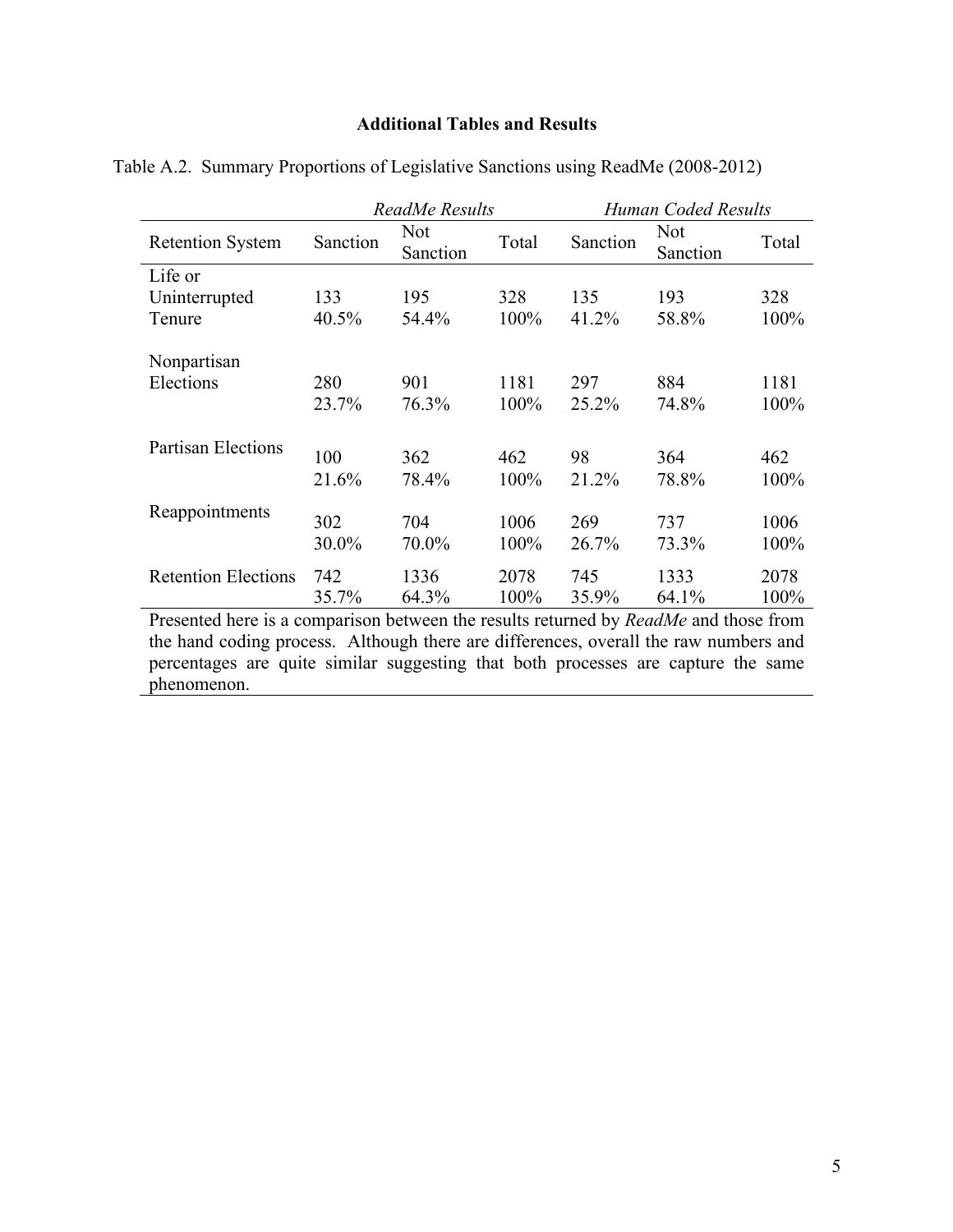## Additional Tables and Results

Table A.2. Summary Proportions of Legislative Sanctions using ReadMe (2008-2012)

| | *ReadMe Results* | | | *Human Coded Results* | | |
|---|---|---|---|---|---|---|
| Retention System | Sanction | Not Sanction | Total | Sanction | Not Sanction | Total |
| Life or Uninterrupted Tenure | 133 | 195 | 328 | 135 | 193 | 328 |
| | 40.5% | 54.4% | 100% | 41.2% | 58.8% | 100% |
| Nonpartisan Elections | 280 | 901 | 1181 | 297 | 884 | 1181 |
| | 23.7% | 76.3% | 100% | 25.2% | 74.8% | 100% |
| Partisan Elections | 100 | 362 | 462 | 98 | 364 | 462 |
| | 21.6% | 78.4% | 100% | 21.2% | 78.8% | 100% |
| Reappointments | 302 | 704 | 1006 | 269 | 737 | 1006 |
| | 30.0% | 70.0% | 100% | 26.7% | 73.3% | 100% |
| Retention Elections | 742 | 1336 | 2078 | 745 | 1333 | 2078 |
| | 35.7% | 64.3% | 100% | 35.9% | 64.1% | 100% |

Presented here is a comparison between the results returned by *ReadMe* and those from the hand coding process. Although there are differences, overall the raw numbers and percentages are quite similar suggesting that both processes are capture the same phenomenon.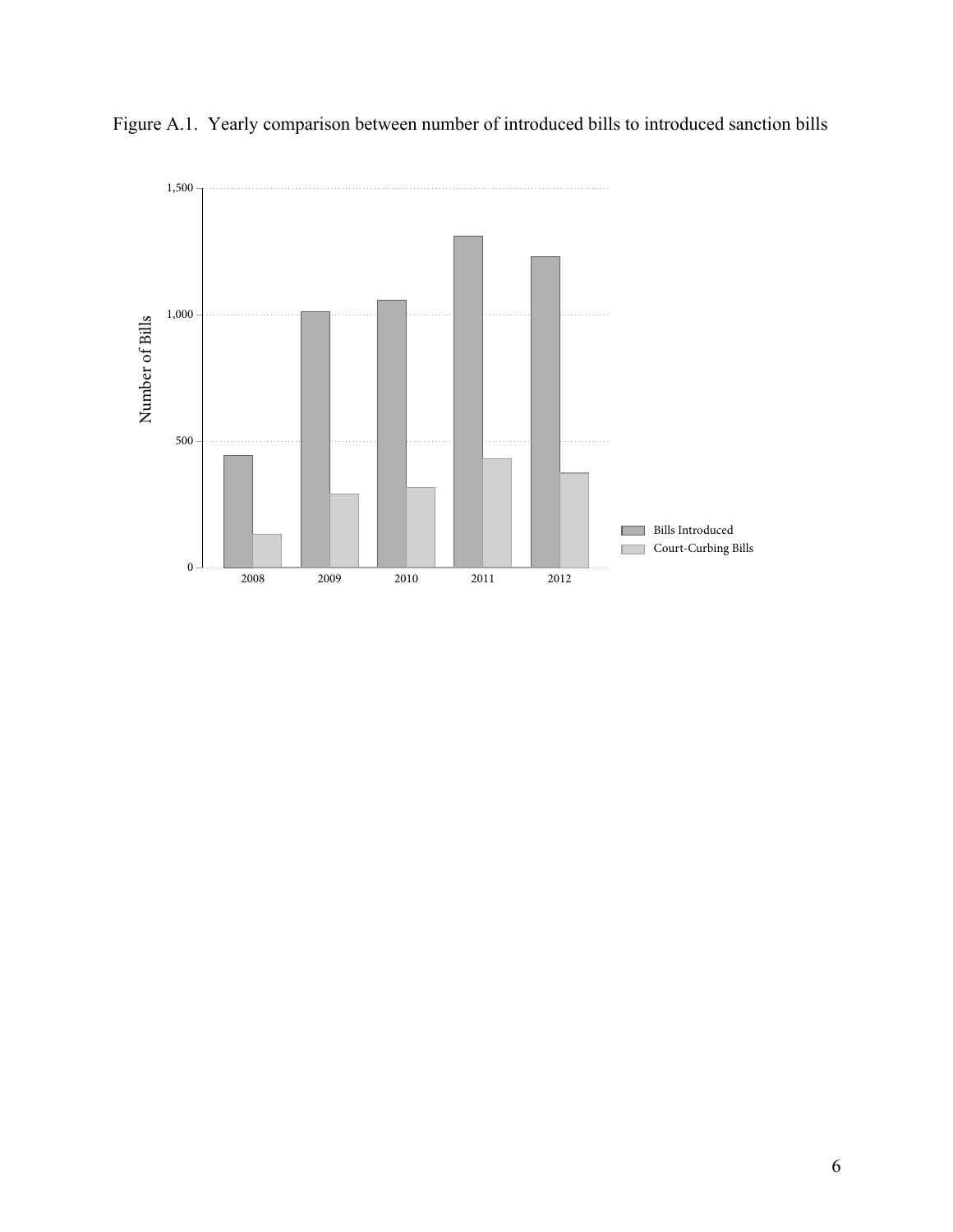Figure A.1. Yearly comparison between number of introduced bills to introduced sanction bills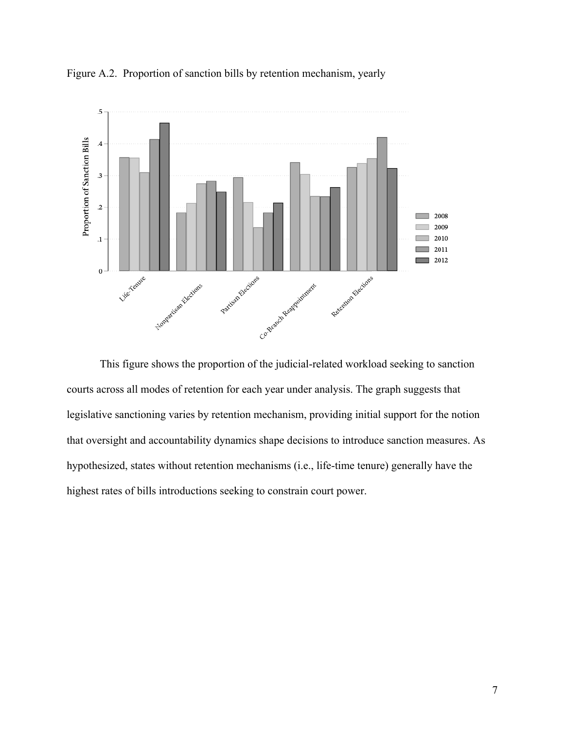Figure A.2. Proportion of sanction bills by retention mechanism, yearly

This figure shows the proportion of the judicial-related workload seeking to sanction courts across all modes of retention for each year under analysis. The graph suggests that legislative sanctioning varies by retention mechanism, providing initial support for the notion that oversight and accountability dynamics shape decisions to introduce sanction measures. As hypothesized, states without retention mechanisms (i.e., life-time tenure) generally have the highest rates of bills introductions seeking to constrain court power.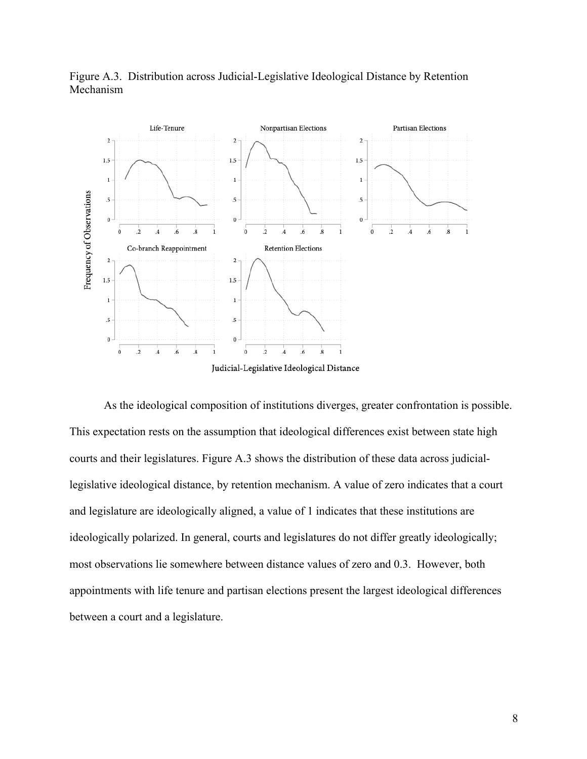Figure A.3. Distribution across Judicial-Legislative Ideological Distance by Retention Mechanism

As the ideological composition of institutions diverges, greater confrontation is possible. This expectation rests on the assumption that ideological differences exist between state high courts and their legislatures. Figure A.3 shows the distribution of these data across judicial-legislative ideological distance, by retention mechanism. A value of zero indicates that a court and legislature are ideologically aligned, a value of 1 indicates that these institutions are ideologically polarized. In general, courts and legislatures do not differ greatly ideologically; most observations lie somewhere between distance values of zero and 0.3. However, both appointments with life tenure and partisan elections present the largest ideological differences between a court and a legislature.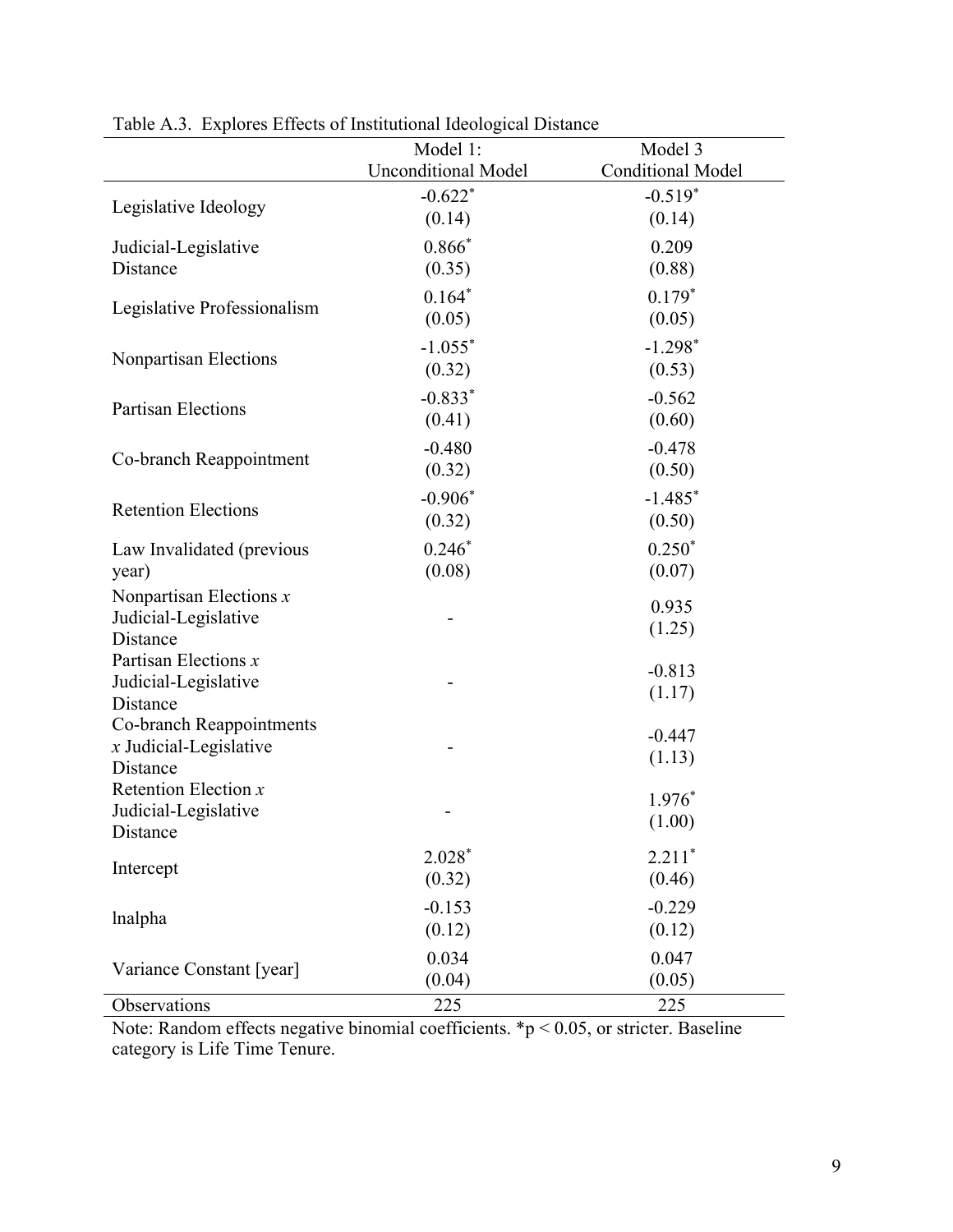Table A.3. Explores Effects of Institutional Ideological Distance

| | Model 1: Unconditional Model | Model 3 Conditional Model |
|---|---|---|
| Legislative Ideology | -0.622* (0.14) | -0.519* (0.14) |
| Judicial-Legislative Distance | 0.866* (0.35) | 0.209 (0.88) |
| Legislative Professionalism | 0.164* (0.05) | 0.179* (0.05) |
| Nonpartisan Elections | -1.055* (0.32) | -1.298* (0.53) |
| Partisan Elections | -0.833* (0.41) | -0.562 (0.60) |
| Co-branch Reappointment | -0.480 (0.32) | -0.478 (0.50) |
| Retention Elections | -0.906* (0.32) | -1.485* (0.50) |
| Law Invalidated (previous year) | 0.246* (0.08) | 0.250* (0.07) |
| Nonpartisan Elections *x* Judicial-Legislative Distance | - | 0.935 (1.25) |
| Partisan Elections *x* Judicial-Legislative Distance | - | -0.813 (1.17) |
| Co-branch Reappointments *x* Judicial-Legislative Distance | - | -0.447 (1.13) |
| Retention Election *x* Judicial-Legislative Distance | - | 1.976* (1.00) |
| Intercept | 2.028* (0.32) | 2.211* (0.46) |
| lnalpha | -0.153 (0.12) | -0.229 (0.12) |
| Variance Constant [year] | 0.034 (0.04) | 0.047 (0.05) |
| Observations | 225 | 225 |

Note: Random effects negative binomial coefficients. *$p < 0.05$, or stricter. Baseline category is Life Time Tenure.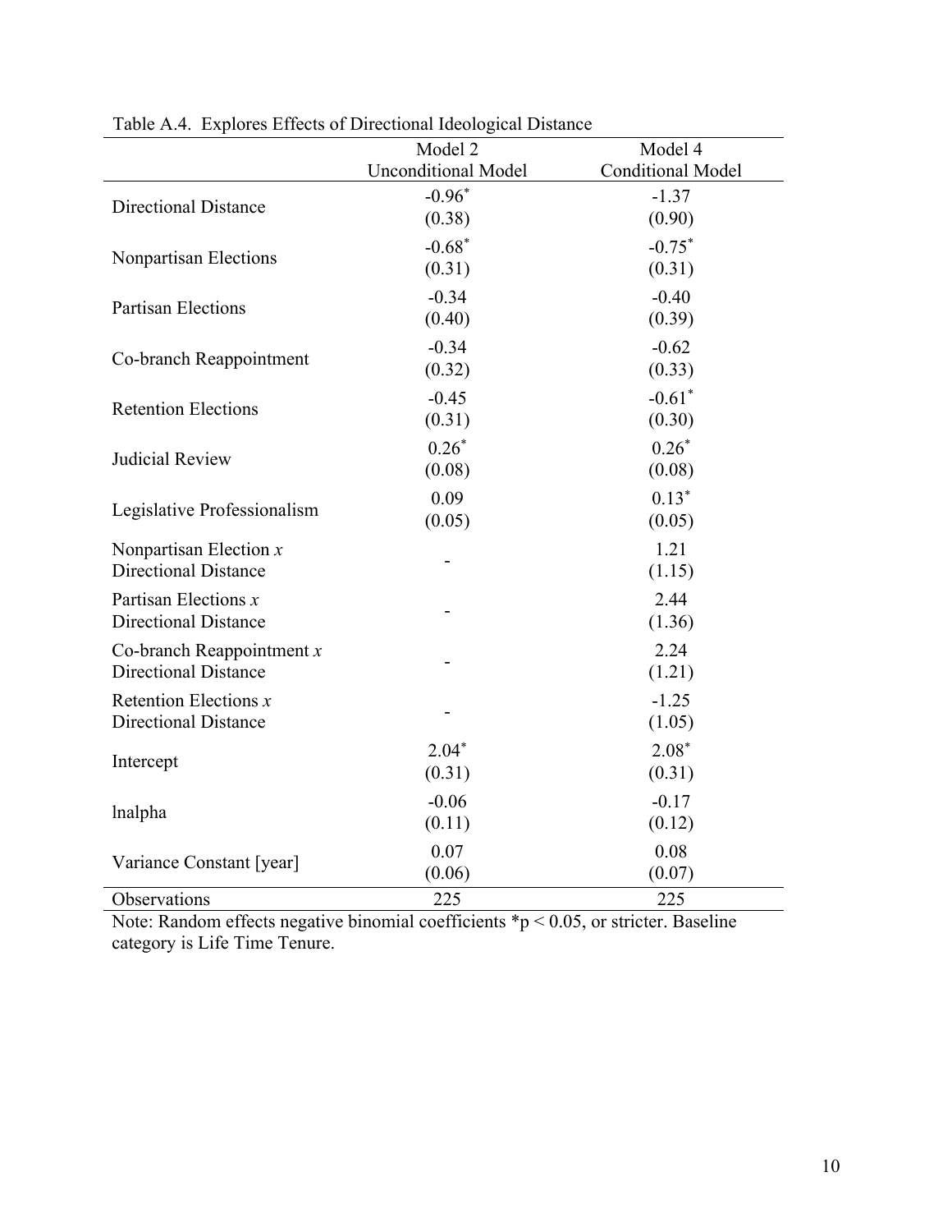Table A.4. Explores Effects of Directional Ideological Distance

| | Model 2<br>Unconditional Model | Model 4<br>Conditional Model |
|---|---|---|
| Directional Distance | -0.96*<br>(0.38) | -1.37<br>(0.90) |
| Nonpartisan Elections | -0.68*<br>(0.31) | -0.75*<br>(0.31) |
| Partisan Elections | -0.34<br>(0.40) | -0.40<br>(0.39) |
| Co-branch Reappointment | -0.34<br>(0.32) | -0.62<br>(0.33) |
| Retention Elections | -0.45<br>(0.31) | -0.61*<br>(0.30) |
| Judicial Review | 0.26*<br>(0.08) | 0.26*<br>(0.08) |
| Legislative Professionalism | 0.09<br>(0.05) | 0.13*<br>(0.05) |
| Nonpartisan Election *x* Directional Distance | - | 1.21<br>(1.15) |
| Partisan Elections *x* Directional Distance | - | 2.44<br>(1.36) |
| Co-branch Reappointment *x* Directional Distance | - | 2.24<br>(1.21) |
| Retention Elections *x* Directional Distance | - | -1.25<br>(1.05) |
| Intercept | 2.04*<br>(0.31) | 2.08*<br>(0.31) |
| lnalpha | -0.06<br>(0.11) | -0.17<br>(0.12) |
| Variance Constant [year] | 0.07<br>(0.06) | 0.08<br>(0.07) |
| Observations | 225 | 225 |

Note: Random effects negative binomial coefficients *$p < 0.05$, or stricter. Baseline category is Life Time Tenure.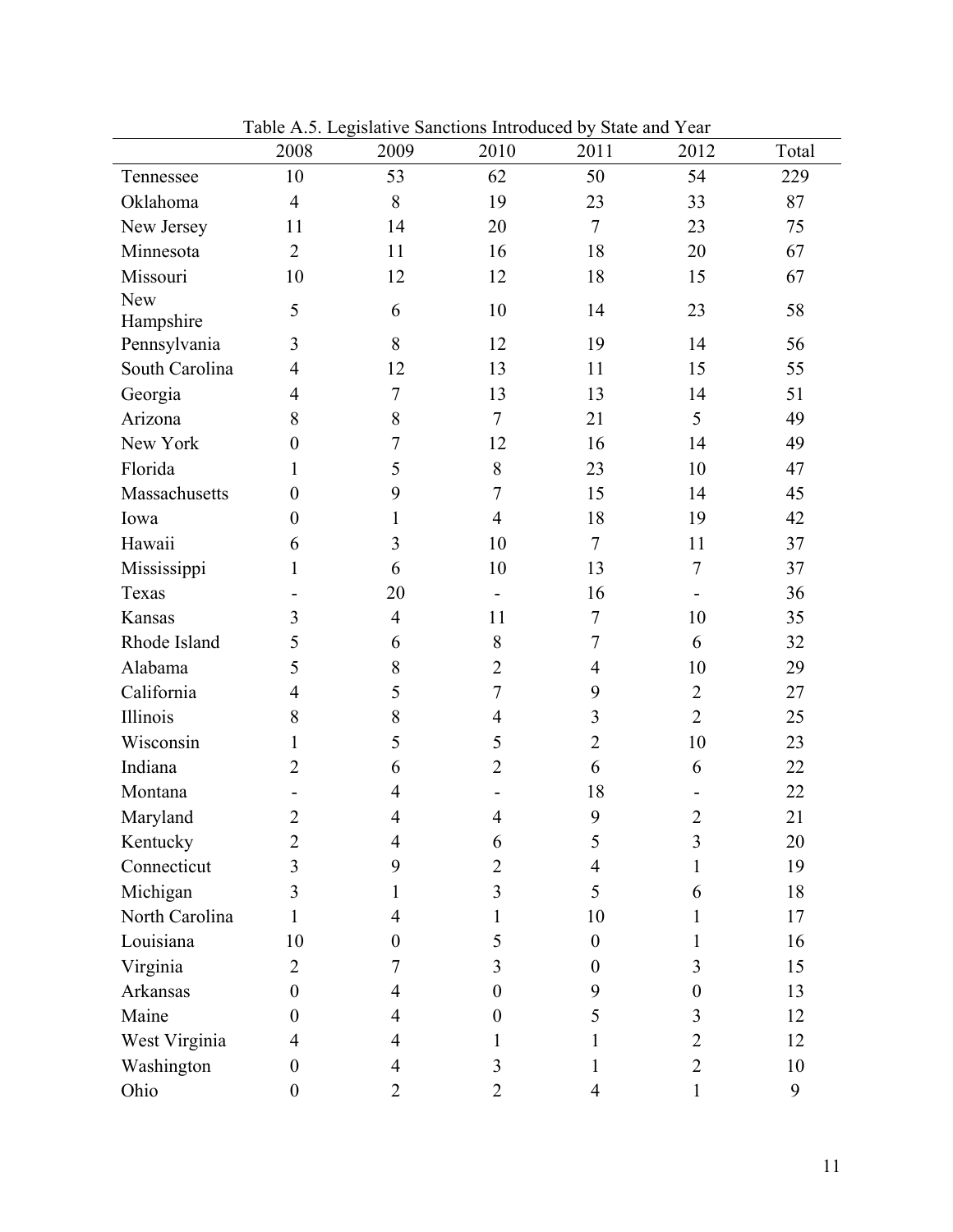Table A.5. Legislative Sanctions Introduced by State and Year

| | 2008 | 2009 | 2010 | 2011 | 2012 | Total |
|---|---|---|---|---|---|---|
| Tennessee | 10 | 53 | 62 | 50 | 54 | 229 |
| Oklahoma | 4 | 8 | 19 | 23 | 33 | 87 |
| New Jersey | 11 | 14 | 20 | 7 | 23 | 75 |
| Minnesota | 2 | 11 | 16 | 18 | 20 | 67 |
| Missouri | 10 | 12 | 12 | 18 | 15 | 67 |
| New Hampshire | 5 | 6 | 10 | 14 | 23 | 58 |
| Pennsylvania | 3 | 8 | 12 | 19 | 14 | 56 |
| South Carolina | 4 | 12 | 13 | 11 | 15 | 55 |
| Georgia | 4 | 7 | 13 | 13 | 14 | 51 |
| Arizona | 8 | 8 | 7 | 21 | 5 | 49 |
| New York | 0 | 7 | 12 | 16 | 14 | 49 |
| Florida | 1 | 5 | 8 | 23 | 10 | 47 |
| Massachusetts | 0 | 9 | 7 | 15 | 14 | 45 |
| Iowa | 0 | 1 | 4 | 18 | 19 | 42 |
| Hawaii | 6 | 3 | 10 | 7 | 11 | 37 |
| Mississippi | 1 | 6 | 10 | 13 | 7 | 37 |
| Texas | - | 20 | - | 16 | - | 36 |
| Kansas | 3 | 4 | 11 | 7 | 10 | 35 |
| Rhode Island | 5 | 6 | 8 | 7 | 6 | 32 |
| Alabama | 5 | 8 | 2 | 4 | 10 | 29 |
| California | 4 | 5 | 7 | 9 | 2 | 27 |
| Illinois | 8 | 8 | 4 | 3 | 2 | 25 |
| Wisconsin | 1 | 5 | 5 | 2 | 10 | 23 |
| Indiana | 2 | 6 | 2 | 6 | 6 | 22 |
| Montana | - | 4 | - | 18 | - | 22 |
| Maryland | 2 | 4 | 4 | 9 | 2 | 21 |
| Kentucky | 2 | 4 | 6 | 5 | 3 | 20 |
| Connecticut | 3 | 9 | 2 | 4 | 1 | 19 |
| Michigan | 3 | 1 | 3 | 5 | 6 | 18 |
| North Carolina | 1 | 4 | 1 | 10 | 1 | 17 |
| Louisiana | 10 | 0 | 5 | 0 | 1 | 16 |
| Virginia | 2 | 7 | 3 | 0 | 3 | 15 |
| Arkansas | 0 | 4 | 0 | 9 | 0 | 13 |
| Maine | 0 | 4 | 0 | 5 | 3 | 12 |
| West Virginia | 4 | 4 | 1 | 1 | 2 | 12 |
| Washington | 0 | 4 | 3 | 1 | 2 | 10 |
| Ohio | 0 | 2 | 2 | 4 | 1 | 9 |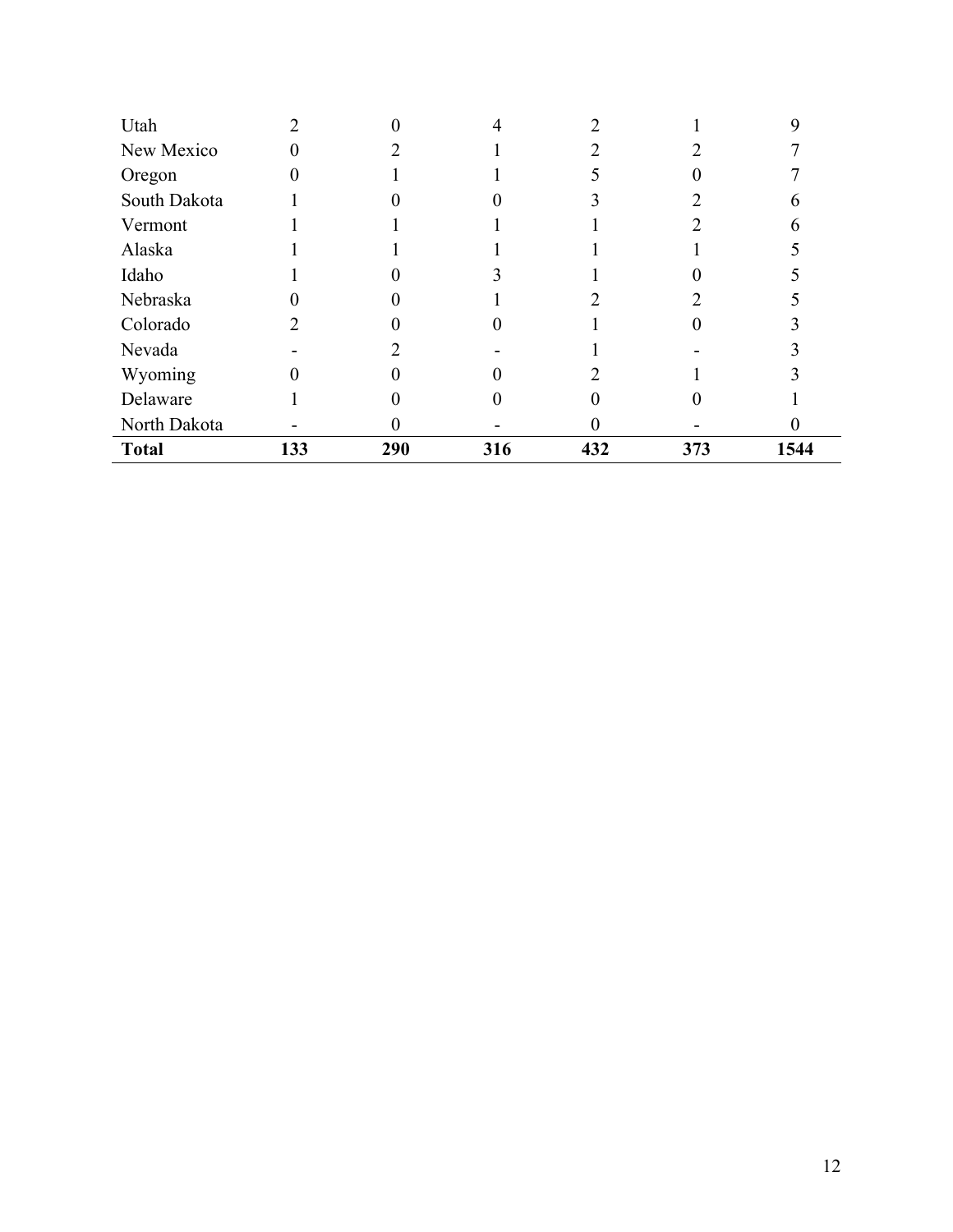| | | | | | | |
|---|---|---|---|---|---|---|
| Utah | 2 | 0 | 4 | 2 | 1 | 9 |
| New Mexico | 0 | 2 | 1 | 2 | 2 | 7 |
| Oregon | 0 | 1 | 1 | 5 | 0 | 7 |
| South Dakota | 1 | 0 | 0 | 3 | 2 | 6 |
| Vermont | 1 | 1 | 1 | 1 | 2 | 6 |
| Alaska | 1 | 1 | 1 | 1 | 1 | 5 |
| Idaho | 1 | 0 | 3 | 1 | 0 | 5 |
| Nebraska | 0 | 0 | 1 | 2 | 2 | 5 |
| Colorado | 2 | 0 | 0 | 1 | 0 | 3 |
| Nevada | - | 2 | - | 1 | - | 3 |
| Wyoming | 0 | 0 | 0 | 2 | 1 | 3 |
| Delaware | 1 | 0 | 0 | 0 | 0 | 1 |
| North Dakota | - | 0 | - | 0 | - | 0 |
| **Total** | **133** | **290** | **316** | **432** | **373** | **1544** |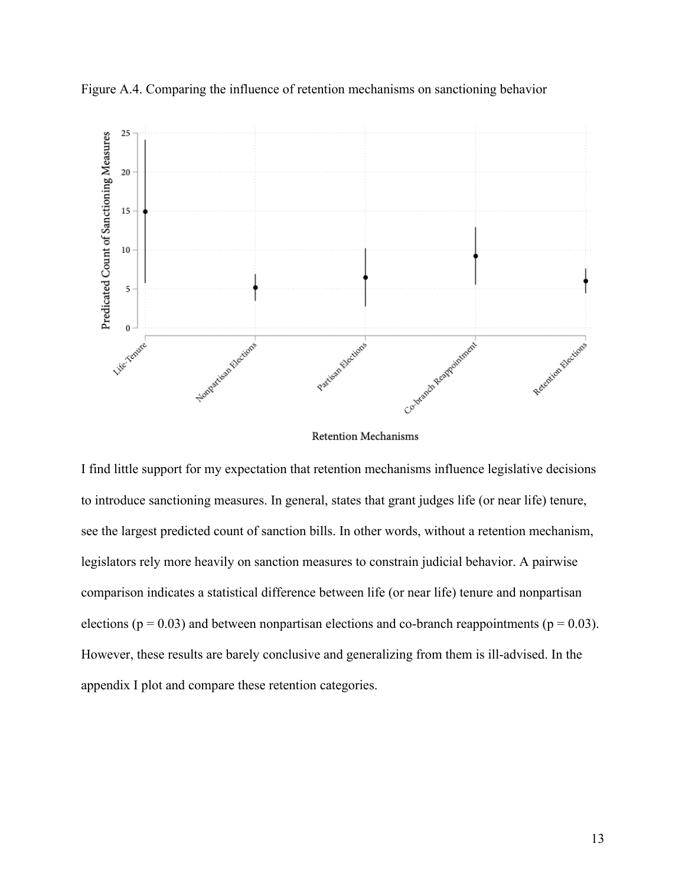Figure A.4. Comparing the influence of retention mechanisms on sanctioning behavior

I find little support for my expectation that retention mechanisms influence legislative decisions to introduce sanctioning measures. In general, states that grant judges life (or near life) tenure, see the largest predicted count of sanction bills. In other words, without a retention mechanism, legislators rely more heavily on sanction measures to constrain judicial behavior. A pairwise comparison indicates a statistical difference between life (or near life) tenure and nonpartisan elections ($p = 0.03$) and between nonpartisan elections and co-branch reappointments ($p = 0.03$). However, these results are barely conclusive and generalizing from them is ill-advised. In the appendix I plot and compare these retention categories.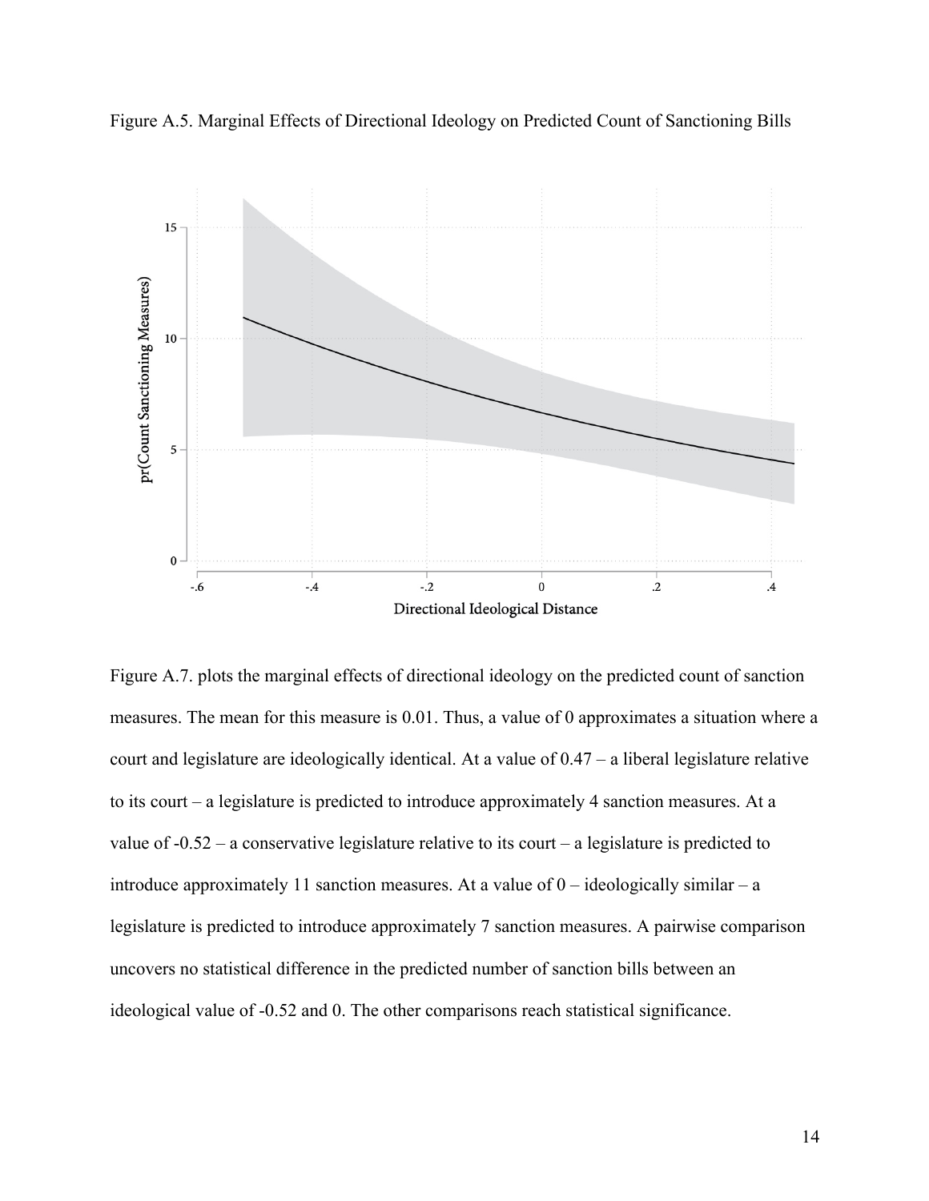Figure A.5. Marginal Effects of Directional Ideology on Predicted Count of Sanctioning Bills

pr(Count Sanctioning Measures)

15

10

5

0

-.6 -.4 -.2 0 .2 .4

Directional Ideological Distance

Figure A.7. plots the marginal effects of directional ideology on the predicted count of sanction measures. The mean for this measure is 0.01. Thus, a value of 0 approximates a situation where a court and legislature are ideologically identical. At a value of 0.47 – a liberal legislature relative to its court – a legislature is predicted to introduce approximately 4 sanction measures. At a value of -0.52 – a conservative legislature relative to its court – a legislature is predicted to introduce approximately 11 sanction measures. At a value of 0 – ideologically similar – a legislature is predicted to introduce approximately 7 sanction measures. A pairwise comparison uncovers no statistical difference in the predicted number of sanction bills between an ideological value of -0.52 and 0. The other comparisons reach statistical significance.